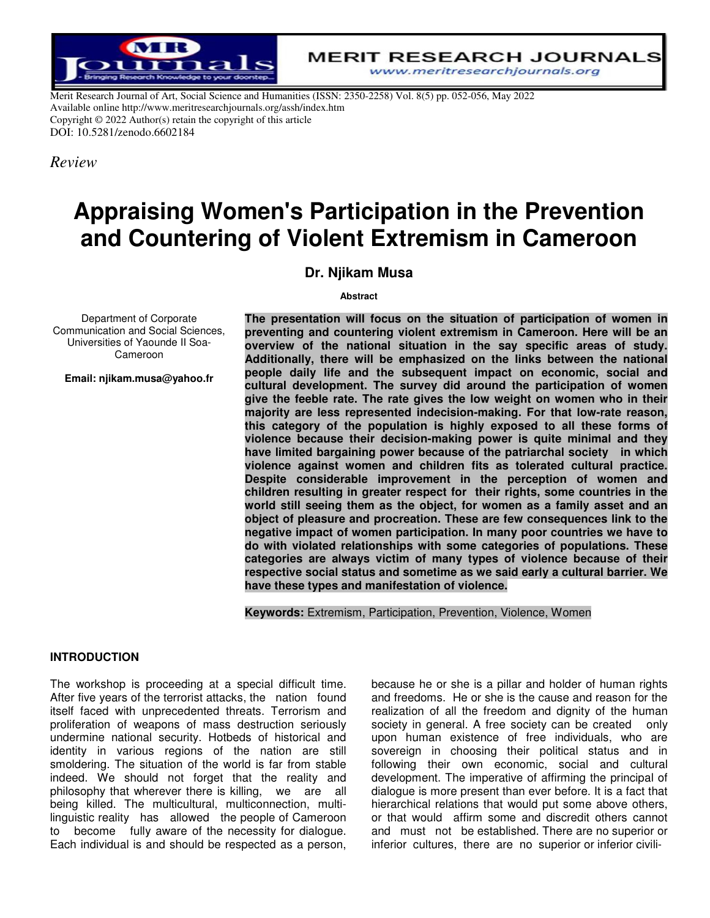Merit Research Journal of Art, Social Science and Humanities (ISSN: 2350-2258) Vol. 8(5) pp. 052-056, May 2022
Available online http://www.meritresearchjournals.org/assh/index.htm
Copyright © 2022 Author(s) retain the copyright of this article
DOI: 10.5281/zenodo.6602184

*Review*

# Appraising Women's Participation in the Prevention and Countering of Violent Extremism in Cameroon

**Dr. Njikam Musa**

Department of Corporate Communication and Social Sciences, Universities of Yaounde II Soa-Cameroon

**Email: njikam.musa@yahoo.fr**

**Abstract**

**The presentation will focus on the situation of participation of women in preventing and countering violent extremism in Cameroon. Here will be an overview of the national situation in the say specific areas of study. Additionally, there will be emphasized on the links between the national people daily life and the subsequent impact on economic, social and cultural development. The survey did around the participation of women give the feeble rate. The rate gives the low weight on women who in their majority are less represented indecision-making. For that low-rate reason, this category of the population is highly exposed to all these forms of violence because their decision-making power is quite minimal and they have limited bargaining power because of the patriarchal society in which violence against women and children fits as tolerated cultural practice. Despite considerable improvement in the perception of women and children resulting in greater respect for their rights, some countries in the world still seeing them as the object, for women as a family asset and an object of pleasure and procreation. These are few consequences link to the negative impact of women participation. In many poor countries we have to do with violated relationships with some categories of populations. These categories are always victim of many types of violence because of their respective social status and sometime as we said early a cultural barrier. We have these types and manifestation of violence.**

**Keywords:** Extremism, Participation, Prevention, Violence, Women

## INTRODUCTION

The workshop is proceeding at a special difficult time. After five years of the terrorist attacks, the nation found itself faced with unprecedented threats. Terrorism and proliferation of weapons of mass destruction seriously undermine national security. Hotbeds of historical and identity in various regions of the nation are still smoldering. The situation of the world is far from stable indeed. We should not forget that the reality and philosophy that wherever there is killing, we are all being killed. The multicultural, multiconnection, multi-linguistic reality has allowed the people of Cameroon to become fully aware of the necessity for dialogue. Each individual is and should be respected as a person, because he or she is a pillar and holder of human rights and freedoms. He or she is the cause and reason for the realization of all the freedom and dignity of the human society in general. A free society can be created only upon human existence of free individuals, who are sovereign in choosing their political status and in following their own economic, social and cultural development. The imperative of affirming the principal of dialogue is more present than ever before. It is a fact that hierarchical relations that would put some above others, or that would affirm some and discredit others cannot and must not be established. There are no superior or inferior cultures, there are no superior or inferior civili-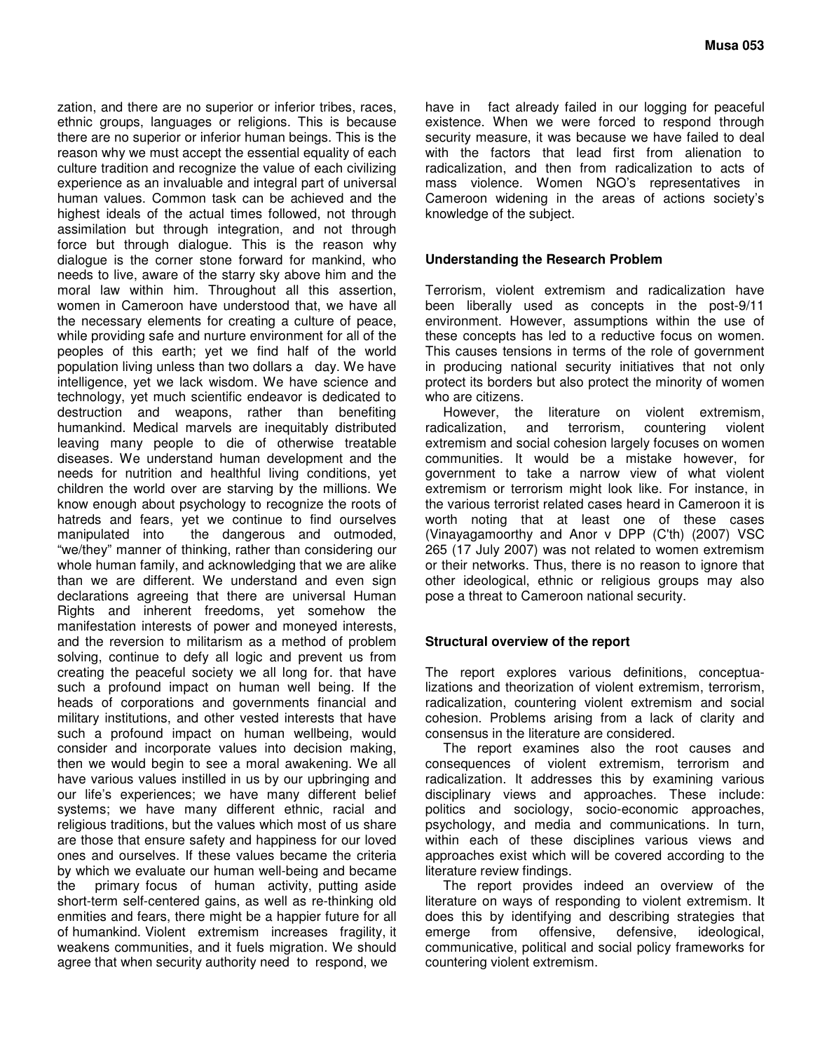zation, and there are no superior or inferior tribes, races, ethnic groups, languages or religions. This is because there are no superior or inferior human beings. This is the reason why we must accept the essential equality of each culture tradition and recognize the value of each civilizing experience as an invaluable and integral part of universal human values. Common task can be achieved and the highest ideals of the actual times followed, not through assimilation but through integration, and not through force but through dialogue. This is the reason why dialogue is the corner stone forward for mankind, who needs to live, aware of the starry sky above him and the moral law within him. Throughout all this assertion, women in Cameroon have understood that, we have all the necessary elements for creating a culture of peace, while providing safe and nurture environment for all of the peoples of this earth; yet we find half of the world population living unless than two dollars a day. We have intelligence, yet we lack wisdom. We have science and technology, yet much scientific endeavor is dedicated to destruction and weapons, rather than benefiting humankind. Medical marvels are inequitably distributed leaving many people to die of otherwise treatable diseases. We understand human development and the needs for nutrition and healthful living conditions, yet children the world over are starving by the millions. We know enough about psychology to recognize the roots of hatreds and fears, yet we continue to find ourselves manipulated into the dangerous and outmoded, "we/they" manner of thinking, rather than considering our whole human family, and acknowledging that we are alike than we are different. We understand and even sign declarations agreeing that there are universal Human Rights and inherent freedoms, yet somehow the manifestation interests of power and moneyed interests, and the reversion to militarism as a method of problem solving, continue to defy all logic and prevent us from creating the peaceful society we all long for. that have such a profound impact on human well being. If the heads of corporations and governments financial and military institutions, and other vested interests that have such a profound impact on human wellbeing, would consider and incorporate values into decision making, then we would begin to see a moral awakening. We all have various values instilled in us by our upbringing and our life's experiences; we have many different belief systems; we have many different ethnic, racial and religious traditions, but the values which most of us share are those that ensure safety and happiness for our loved ones and ourselves. If these values became the criteria by which we evaluate our human well-being and became the primary focus of human activity, putting aside short-term self-centered gains, as well as re-thinking old enmities and fears, there might be a happier future for all of humankind. Violent extremism increases fragility, it weakens communities, and it fuels migration. We should agree that when security authority need to respond, we have in fact already failed in our logging for peaceful existence. When we were forced to respond through security measure, it was because we have failed to deal with the factors that lead first from alienation to radicalization, and then from radicalization to acts of mass violence. Women NGO's representatives in Cameroon widening in the areas of actions society's knowledge of the subject.

## Understanding the Research Problem

Terrorism, violent extremism and radicalization have been liberally used as concepts in the post-9/11 environment. However, assumptions within the use of these concepts has led to a reductive focus on women. This causes tensions in terms of the role of government in producing national security initiatives that not only protect its borders but also protect the minority of women who are citizens.

However, the literature on violent extremism, radicalization, and terrorism, countering violent extremism and social cohesion largely focuses on women communities. It would be a mistake however, for government to take a narrow view of what violent extremism or terrorism might look like. For instance, in the various terrorist related cases heard in Cameroon it is worth noting that at least one of these cases (Vinayagamoorthy and Anor v DPP (C'th) (2007) VSC 265 (17 July 2007) was not related to women extremism or their networks. Thus, there is no reason to ignore that other ideological, ethnic or religious groups may also pose a threat to Cameroon national security.

## Structural overview of the report

The report explores various definitions, conceptualizations and theorization of violent extremism, terrorism, radicalization, countering violent extremism and social cohesion. Problems arising from a lack of clarity and consensus in the literature are considered.

The report examines also the root causes and consequences of violent extremism, terrorism and radicalization. It addresses this by examining various disciplinary views and approaches. These include: politics and sociology, socio-economic approaches, psychology, and media and communications. In turn, within each of these disciplines various views and approaches exist which will be covered according to the literature review findings.

The report provides indeed an overview of the literature on ways of responding to violent extremism. It does this by identifying and describing strategies that emerge from offensive, defensive, ideological, communicative, political and social policy frameworks for countering violent extremism.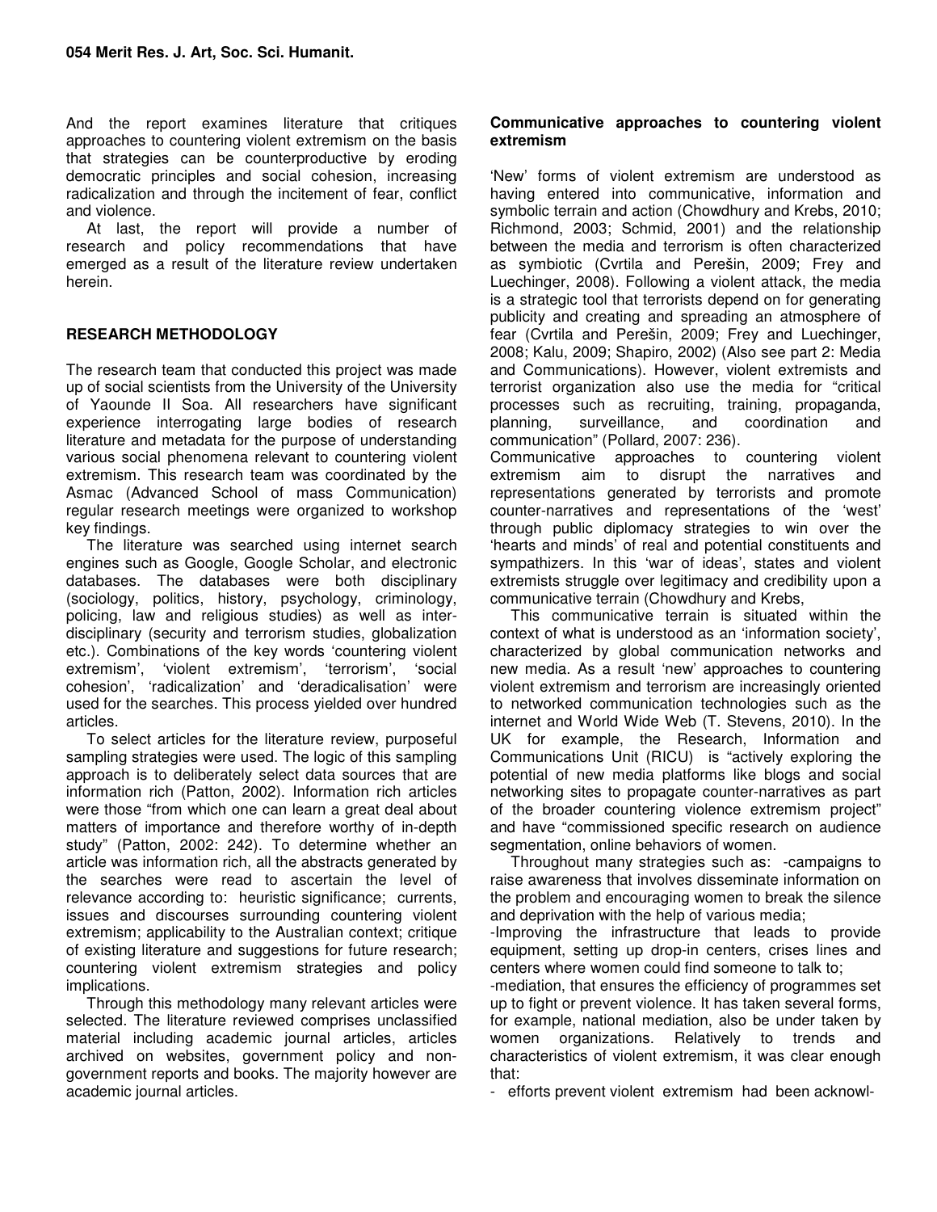And the report examines literature that critiques approaches to countering violent extremism on the basis that strategies can be counterproductive by eroding democratic principles and social cohesion, increasing radicalization and through the incitement of fear, conflict and violence.

At last, the report will provide a number of research and policy recommendations that have emerged as a result of the literature review undertaken herein.

## RESEARCH METHODOLOGY

The research team that conducted this project was made up of social scientists from the University of the University of Yaounde II Soa. All researchers have significant experience interrogating large bodies of research literature and metadata for the purpose of understanding various social phenomena relevant to countering violent extremism. This research team was coordinated by the Asmac (Advanced School of mass Communication) regular research meetings were organized to workshop key findings.

The literature was searched using internet search engines such as Google, Google Scholar, and electronic databases. The databases were both disciplinary (sociology, politics, history, psychology, criminology, policing, law and religious studies) as well as inter-disciplinary (security and terrorism studies, globalization etc.). Combinations of the key words 'countering violent extremism', 'violent extremism', 'terrorism', 'social cohesion', 'radicalization' and 'deradicalisation' were used for the searches. This process yielded over hundred articles.

To select articles for the literature review, purposeful sampling strategies were used. The logic of this sampling approach is to deliberately select data sources that are information rich (Patton, 2002). Information rich articles were those "from which one can learn a great deal about matters of importance and therefore worthy of in-depth study" (Patton, 2002: 242). To determine whether an article was information rich, all the abstracts generated by the searches were read to ascertain the level of relevance according to: heuristic significance; currents, issues and discourses surrounding countering violent extremism; applicability to the Australian context; critique of existing literature and suggestions for future research; countering violent extremism strategies and policy implications.

Through this methodology many relevant articles were selected. The literature reviewed comprises unclassified material including academic journal articles, articles archived on websites, government policy and non-government reports and books. The majority however are academic journal articles.

### Communicative approaches to countering violent extremism

'New' forms of violent extremism are understood as having entered into communicative, information and symbolic terrain and action (Chowdhury and Krebs, 2010; Richmond, 2003; Schmid, 2001) and the relationship between the media and terrorism is often characterized as symbiotic (Cvrtila and Perešin, 2009; Frey and Luechinger, 2008). Following a violent attack, the media is a strategic tool that terrorists depend on for generating publicity and creating and spreading an atmosphere of fear (Cvrtila and Perešin, 2009; Frey and Luechinger, 2008; Kalu, 2009; Shapiro, 2002) (Also see part 2: Media and Communications). However, violent extremists and terrorist organization also use the media for "critical processes such as recruiting, training, propaganda, planning, surveillance, and coordination and communication" (Pollard, 2007: 236).

Communicative approaches to countering violent extremism aim to disrupt the narratives and representations generated by terrorists and promote counter-narratives and representations of the 'west' through public diplomacy strategies to win over the 'hearts and minds' of real and potential constituents and sympathizers. In this 'war of ideas', states and violent extremists struggle over legitimacy and credibility upon a communicative terrain (Chowdhury and Krebs,

This communicative terrain is situated within the context of what is understood as an 'information society', characterized by global communication networks and new media. As a result 'new' approaches to countering violent extremism and terrorism are increasingly oriented to networked communication technologies such as the internet and World Wide Web (T. Stevens, 2010). In the UK for example, the Research, Information and Communications Unit (RICU) is "actively exploring the potential of new media platforms like blogs and social networking sites to propagate counter-narratives as part of the broader countering violence extremism project" and have "commissioned specific research on audience segmentation, online behaviors of women.

Throughout many strategies such as: -campaigns to raise awareness that involves disseminate information on the problem and encouraging women to break the silence and deprivation with the help of various media;

-Improving the infrastructure that leads to provide equipment, setting up drop-in centers, crises lines and centers where women could find someone to talk to;

-mediation, that ensures the efficiency of programmes set up to fight or prevent violence. It has taken several forms, for example, national mediation, also be under taken by women organizations. Relatively to trends and characteristics of violent extremism, it was clear enough that:

- efforts prevent violent extremism had been acknowl-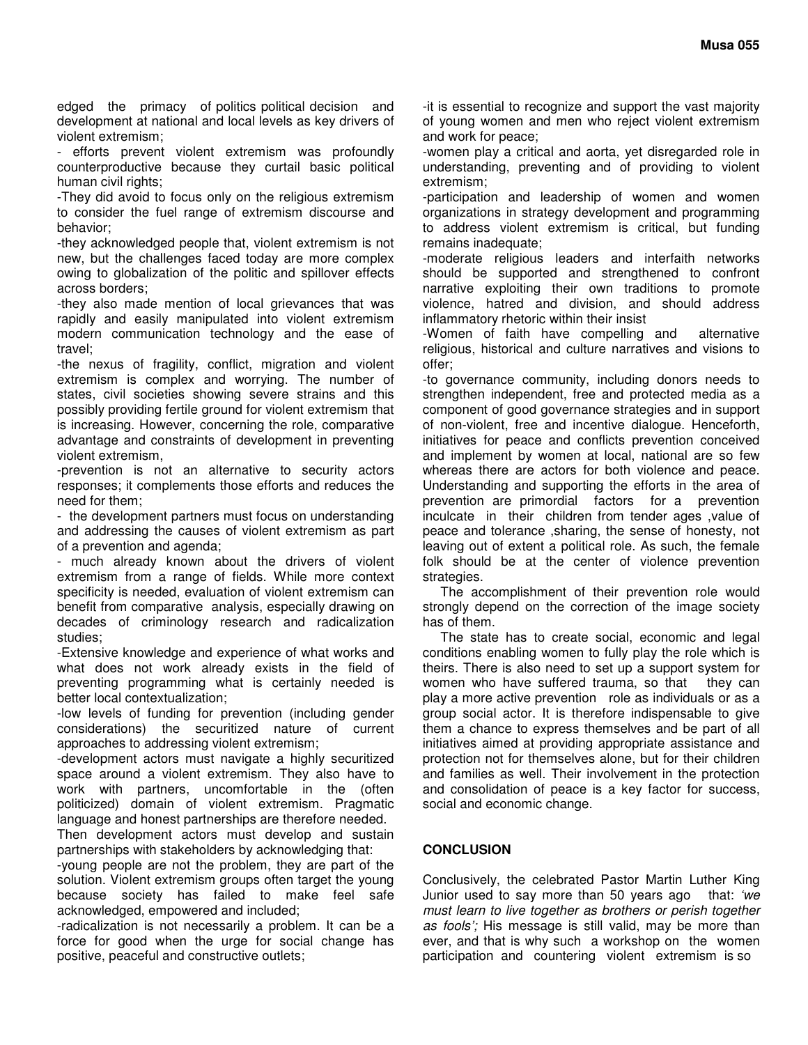edged the primacy of politics political decision and development at national and local levels as key drivers of violent extremism;

- efforts prevent violent extremism was profoundly counterproductive because they curtail basic political human civil rights;

-They did avoid to focus only on the religious extremism to consider the fuel range of extremism discourse and behavior;

-they acknowledged people that, violent extremism is not new, but the challenges faced today are more complex owing to globalization of the politic and spillover effects across borders;

-they also made mention of local grievances that was rapidly and easily manipulated into violent extremism modern communication technology and the ease of travel;

-the nexus of fragility, conflict, migration and violent extremism is complex and worrying. The number of states, civil societies showing severe strains and this possibly providing fertile ground for violent extremism that is increasing. However, concerning the role, comparative advantage and constraints of development in preventing violent extremism,

-prevention is not an alternative to security actors responses; it complements those efforts and reduces the need for them;

- the development partners must focus on understanding and addressing the causes of violent extremism as part of a prevention and agenda;

- much already known about the drivers of violent extremism from a range of fields. While more context specificity is needed, evaluation of violent extremism can benefit from comparative analysis, especially drawing on decades of criminology research and radicalization studies;

-Extensive knowledge and experience of what works and what does not work already exists in the field of preventing programming what is certainly needed is better local contextualization;

-low levels of funding for prevention (including gender considerations) the securitized nature of current approaches to addressing violent extremism;

-development actors must navigate a highly securitized space around a violent extremism. They also have to work with partners, uncomfortable in the (often politicized) domain of violent extremism. Pragmatic language and honest partnerships are therefore needed.

Then development actors must develop and sustain partnerships with stakeholders by acknowledging that:

-young people are not the problem, they are part of the solution. Violent extremism groups often target the young because society has failed to make feel safe acknowledged, empowered and included;

-radicalization is not necessarily a problem. It can be a force for good when the urge for social change has positive, peaceful and constructive outlets;

-it is essential to recognize and support the vast majority of young women and men who reject violent extremism and work for peace;

-women play a critical and aorta, yet disregarded role in understanding, preventing and of providing to violent extremism;

-participation and leadership of women and women organizations in strategy development and programming to address violent extremism is critical, but funding remains inadequate;

-moderate religious leaders and interfaith networks should be supported and strengthened to confront narrative exploiting their own traditions to promote violence, hatred and division, and should address inflammatory rhetoric within their insist

-Women of faith have compelling and alternative religious, historical and culture narratives and visions to offer;

-to governance community, including donors needs to strengthen independent, free and protected media as a component of good governance strategies and in support of non-violent, free and incentive dialogue. Henceforth, initiatives for peace and conflicts prevention conceived and implement by women at local, national are so few whereas there are actors for both violence and peace. Understanding and supporting the efforts in the area of prevention are primordial factors for a prevention inculcate in their children from tender ages ,value of peace and tolerance ,sharing, the sense of honesty, not leaving out of extent a political role. As such, the female folk should be at the center of violence prevention strategies.

The accomplishment of their prevention role would strongly depend on the correction of the image society has of them.

The state has to create social, economic and legal conditions enabling women to fully play the role which is theirs. There is also need to set up a support system for women who have suffered trauma, so that they can play a more active prevention role as individuals or as a group social actor. It is therefore indispensable to give them a chance to express themselves and be part of all initiatives aimed at providing appropriate assistance and protection not for themselves alone, but for their children and families as well. Their involvement in the protection and consolidation of peace is a key factor for success, social and economic change.

## CONCLUSION

Conclusively, the celebrated Pastor Martin Luther King Junior used to say more than 50 years ago that: *'we must learn to live together as brothers or perish together as fools';* His message is still valid, may be more than ever, and that is why such a workshop on the women participation and countering violent extremism is so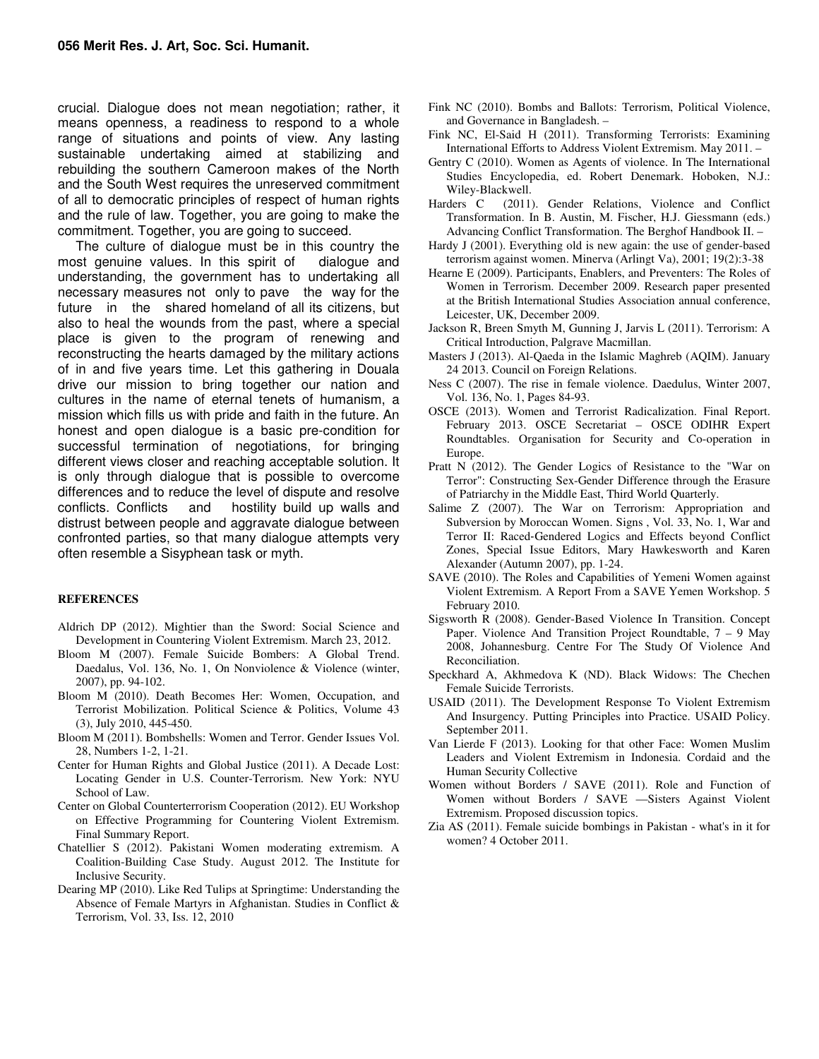crucial. Dialogue does not mean negotiation; rather, it means openness, a readiness to respond to a whole range of situations and points of view. Any lasting sustainable undertaking aimed at stabilizing and rebuilding the southern Cameroon makes of the North and the South West requires the unreserved commitment of all to democratic principles of respect of human rights and the rule of law. Together, you are going to make the commitment. Together, you are going to succeed.

The culture of dialogue must be in this country the most genuine values. In this spirit of dialogue and understanding, the government has to undertaking all necessary measures not only to pave the way for the future in the shared homeland of all its citizens, but also to heal the wounds from the past, where a special place is given to the program of renewing and reconstructing the hearts damaged by the military actions of in and five years time. Let this gathering in Douala drive our mission to bring together our nation and cultures in the name of eternal tenets of humanism, a mission which fills us with pride and faith in the future. An honest and open dialogue is a basic pre-condition for successful termination of negotiations, for bringing different views closer and reaching acceptable solution. It is only through dialogue that is possible to overcome differences and to reduce the level of dispute and resolve conflicts. Conflicts and hostility build up walls and distrust between people and aggravate dialogue between confronted parties, so that many dialogue attempts very often resemble a Sisyphean task or myth.

## REFERENCES

Aldrich DP (2012). Mightier than the Sword: Social Science and Development in Countering Violent Extremism. March 23, 2012.

Bloom M (2007). Female Suicide Bombers: A Global Trend. Daedalus, Vol. 136, No. 1, On Nonviolence & Violence (winter, 2007), pp. 94-102.

Bloom M (2010). Death Becomes Her: Women, Occupation, and Terrorist Mobilization. Political Science & Politics, Volume 43 (3), July 2010, 445-450.

Bloom M (2011). Bombshells: Women and Terror. Gender Issues Vol. 28, Numbers 1-2, 1-21.

Center for Human Rights and Global Justice (2011). A Decade Lost: Locating Gender in U.S. Counter-Terrorism. New York: NYU School of Law.

Center on Global Counterterrorism Cooperation (2012). EU Workshop on Effective Programming for Countering Violent Extremism. Final Summary Report.

Chatellier S (2012). Pakistani Women moderating extremism. A Coalition-Building Case Study. August 2012. The Institute for Inclusive Security.

Dearing MP (2010). Like Red Tulips at Springtime: Understanding the Absence of Female Martyrs in Afghanistan. Studies in Conflict & Terrorism, Vol. 33, Iss. 12, 2010

Fink NC (2010). Bombs and Ballots: Terrorism, Political Violence, and Governance in Bangladesh. –

Fink NC, El-Said H (2011). Transforming Terrorists: Examining International Efforts to Address Violent Extremism. May 2011. –

Gentry C (2010). Women as Agents of violence. In The International Studies Encyclopedia, ed. Robert Denemark. Hoboken, N.J.: Wiley-Blackwell.

Harders C (2011). Gender Relations, Violence and Conflict Transformation. In B. Austin, M. Fischer, H.J. Giessmann (eds.) Advancing Conflict Transformation. The Berghof Handbook II. –

Hardy J (2001). Everything old is new again: the use of gender-based terrorism against women. Minerva (Arlingt Va), 2001; 19(2):3-38

Hearne E (2009). Participants, Enablers, and Preventers: The Roles of Women in Terrorism. December 2009. Research paper presented at the British International Studies Association annual conference, Leicester, UK, December 2009.

Jackson R, Breen Smyth M, Gunning J, Jarvis L (2011). Terrorism: A Critical Introduction, Palgrave Macmillan.

Masters J (2013). Al-Qaeda in the Islamic Maghreb (AQIM). January 24 2013. Council on Foreign Relations.

Ness C (2007). The rise in female violence. Daedulus, Winter 2007, Vol. 136, No. 1, Pages 84-93.

OSCE (2013). Women and Terrorist Radicalization. Final Report. February 2013. OSCE Secretariat – OSCE ODIHR Expert Roundtables. Organisation for Security and Co-operation in Europe.

Pratt N (2012). The Gender Logics of Resistance to the "War on Terror": Constructing Sex-Gender Difference through the Erasure of Patriarchy in the Middle East, Third World Quarterly.

Salime Z (2007). The War on Terrorism: Appropriation and Subversion by Moroccan Women. Signs , Vol. 33, No. 1, War and Terror II: Raced-Gendered Logics and Effects beyond Conflict Zones, Special Issue Editors, Mary Hawkesworth and Karen Alexander (Autumn 2007), pp. 1-24.

SAVE (2010). The Roles and Capabilities of Yemeni Women against Violent Extremism. A Report From a SAVE Yemen Workshop. 5 February 2010.

Sigsworth R (2008). Gender-Based Violence In Transition. Concept Paper. Violence And Transition Project Roundtable, 7 – 9 May 2008, Johannesburg. Centre For The Study Of Violence And Reconciliation.

Speckhard A, Akhmedova K (ND). Black Widows: The Chechen Female Suicide Terrorists.

USAID (2011). The Development Response To Violent Extremism And Insurgency. Putting Principles into Practice. USAID Policy. September 2011.

Van Lierde F (2013). Looking for that other Face: Women Muslim Leaders and Violent Extremism in Indonesia. Cordaid and the Human Security Collective

Women without Borders / SAVE (2011). Role and Function of Women without Borders / SAVE —Sisters Against Violent Extremism. Proposed discussion topics.

Zia AS (2011). Female suicide bombings in Pakistan - what's in it for women? 4 October 2011.